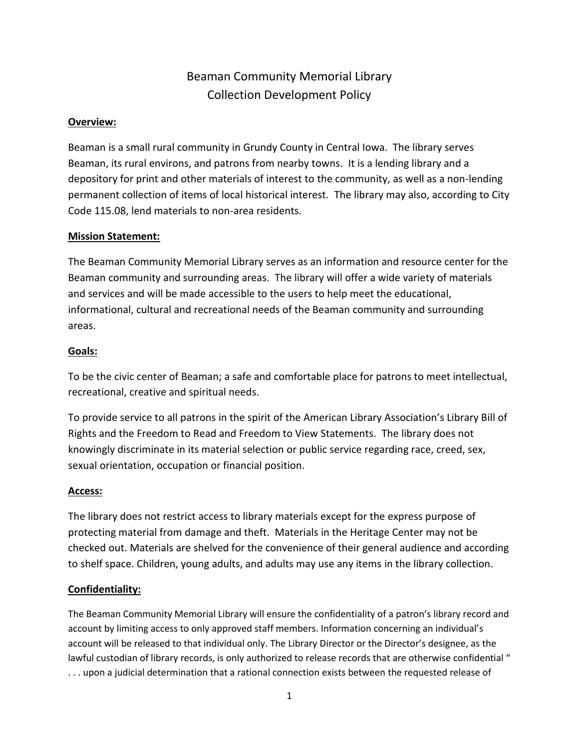# Beaman Community Memorial Library
# Collection Development Policy

**Overview:**

Beaman is a small rural community in Grundy County in Central Iowa. The library serves Beaman, its rural environs, and patrons from nearby towns. It is a lending library and a depository for print and other materials of interest to the community, as well as a non-lending permanent collection of items of local historical interest. The library may also, according to City Code 115.08, lend materials to non-area residents.

**Mission Statement:**

The Beaman Community Memorial Library serves as an information and resource center for the Beaman community and surrounding areas. The library will offer a wide variety of materials and services and will be made accessible to the users to help meet the educational, informational, cultural and recreational needs of the Beaman community and surrounding areas.

**Goals:**

To be the civic center of Beaman; a safe and comfortable place for patrons to meet intellectual, recreational, creative and spiritual needs.

To provide service to all patrons in the spirit of the American Library Association's Library Bill of Rights and the Freedom to Read and Freedom to View Statements. The library does not knowingly discriminate in its material selection or public service regarding race, creed, sex, sexual orientation, occupation or financial position.

**Access:**

The library does not restrict access to library materials except for the express purpose of protecting material from damage and theft. Materials in the Heritage Center may not be checked out. Materials are shelved for the convenience of their general audience and according to shelf space. Children, young adults, and adults may use any items in the library collection.

**Confidentiality:**

The Beaman Community Memorial Library will ensure the confidentiality of a patron's library record and account by limiting access to only approved staff members. Information concerning an individual's account will be released to that individual only. The Library Director or the Director's designee, as the lawful custodian of library records, is only authorized to release records that are otherwise confidential " . . . upon a judicial determination that a rational connection exists between the requested release of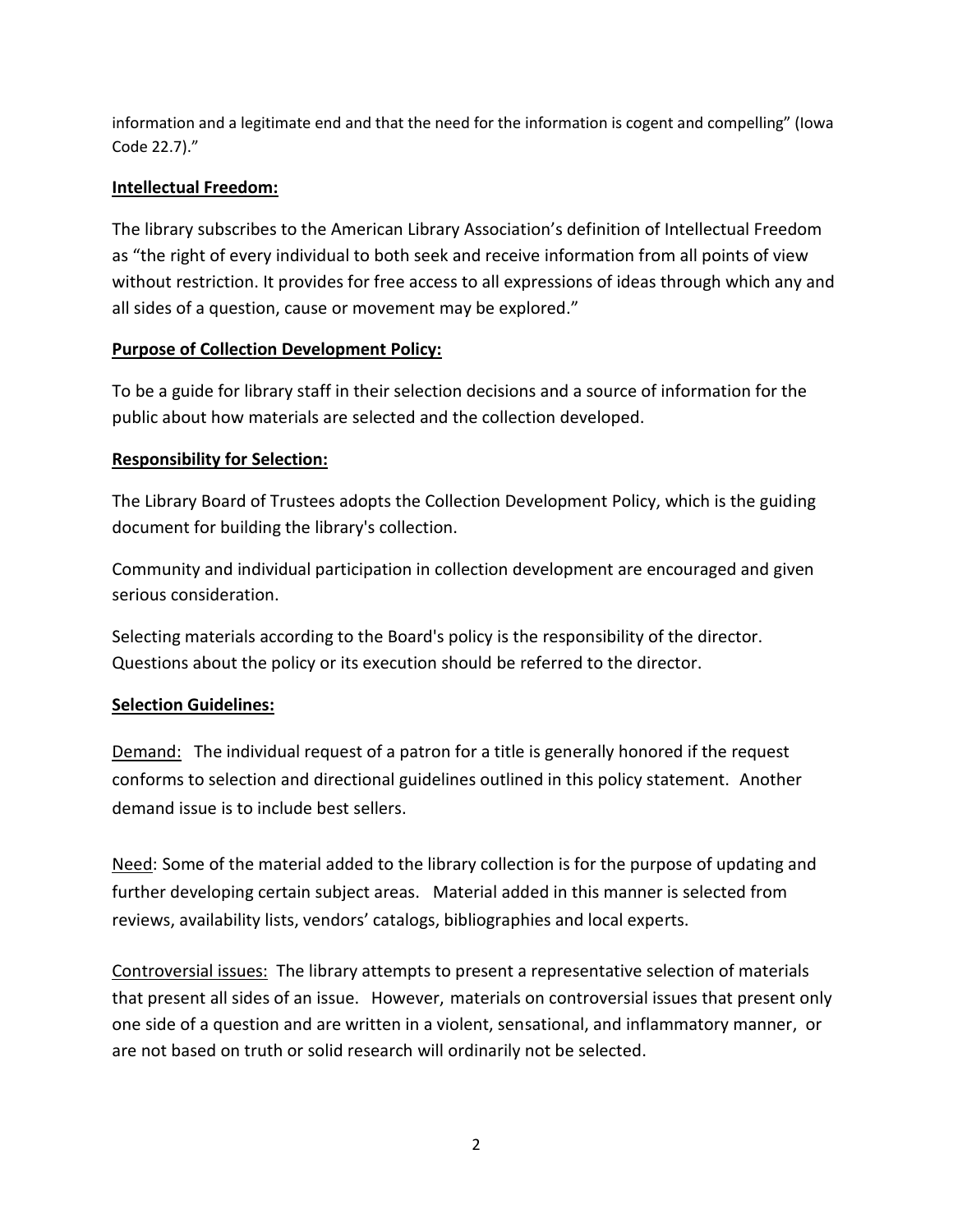information and a legitimate end and that the need for the information is cogent and compelling" (Iowa Code 22.7)."

**Intellectual Freedom:**

The library subscribes to the American Library Association's definition of Intellectual Freedom as "the right of every individual to both seek and receive information from all points of view without restriction. It provides for free access to all expressions of ideas through which any and all sides of a question, cause or movement may be explored."

**Purpose of Collection Development Policy:**

To be a guide for library staff in their selection decisions and a source of information for the public about how materials are selected and the collection developed.

**Responsibility for Selection:**

The Library Board of Trustees adopts the Collection Development Policy, which is the guiding document for building the library's collection.

Community and individual participation in collection development are encouraged and given serious consideration.

Selecting materials according to the Board's policy is the responsibility of the director. Questions about the policy or its execution should be referred to the director.

**Selection Guidelines:**

Demand: The individual request of a patron for a title is generally honored if the request conforms to selection and directional guidelines outlined in this policy statement. Another demand issue is to include best sellers.

Need: Some of the material added to the library collection is for the purpose of updating and further developing certain subject areas. Material added in this manner is selected from reviews, availability lists, vendors' catalogs, bibliographies and local experts.

Controversial issues: The library attempts to present a representative selection of materials that present all sides of an issue. However, materials on controversial issues that present only one side of a question and are written in a violent, sensational, and inflammatory manner, or are not based on truth or solid research will ordinarily not be selected.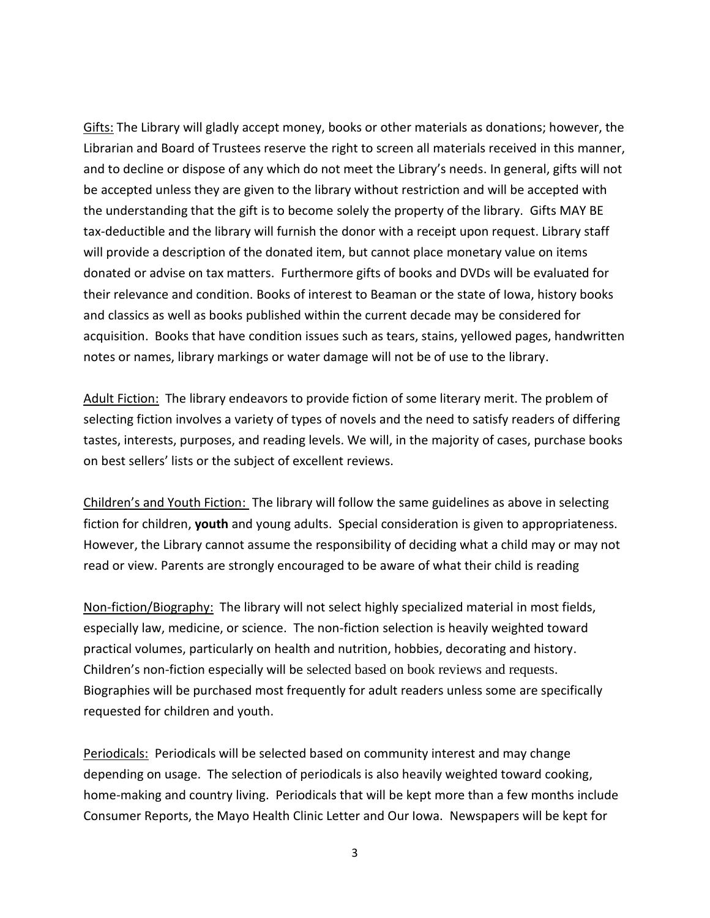<u>Gifts:</u> The Library will gladly accept money, books or other materials as donations; however, the Librarian and Board of Trustees reserve the right to screen all materials received in this manner, and to decline or dispose of any which do not meet the Library's needs. In general, gifts will not be accepted unless they are given to the library without restriction and will be accepted with the understanding that the gift is to become solely the property of the library. Gifts MAY BE tax-deductible and the library will furnish the donor with a receipt upon request. Library staff will provide a description of the donated item, but cannot place monetary value on items donated or advise on tax matters. Furthermore gifts of books and DVDs will be evaluated for their relevance and condition. Books of interest to Beaman or the state of Iowa, history books and classics as well as books published within the current decade may be considered for acquisition. Books that have condition issues such as tears, stains, yellowed pages, handwritten notes or names, library markings or water damage will not be of use to the library.

<u>Adult Fiction:</u> The library endeavors to provide fiction of some literary merit. The problem of selecting fiction involves a variety of types of novels and the need to satisfy readers of differing tastes, interests, purposes, and reading levels. We will, in the majority of cases, purchase books on best sellers' lists or the subject of excellent reviews.

<u>Children's and Youth Fiction:</u> The library will follow the same guidelines as above in selecting fiction for children, **youth** and young adults. Special consideration is given to appropriateness. However, the Library cannot assume the responsibility of deciding what a child may or may not read or view. Parents are strongly encouraged to be aware of what their child is reading

<u>Non-fiction/Biography:</u> The library will not select highly specialized material in most fields, especially law, medicine, or science. The non-fiction selection is heavily weighted toward practical volumes, particularly on health and nutrition, hobbies, decorating and history. Children's non-fiction especially will be selected based on book reviews and requests. Biographies will be purchased most frequently for adult readers unless some are specifically requested for children and youth.

<u>Periodicals:</u> Periodicals will be selected based on community interest and may change depending on usage. The selection of periodicals is also heavily weighted toward cooking, home-making and country living. Periodicals that will be kept more than a few months include Consumer Reports, the Mayo Health Clinic Letter and Our Iowa. Newspapers will be kept for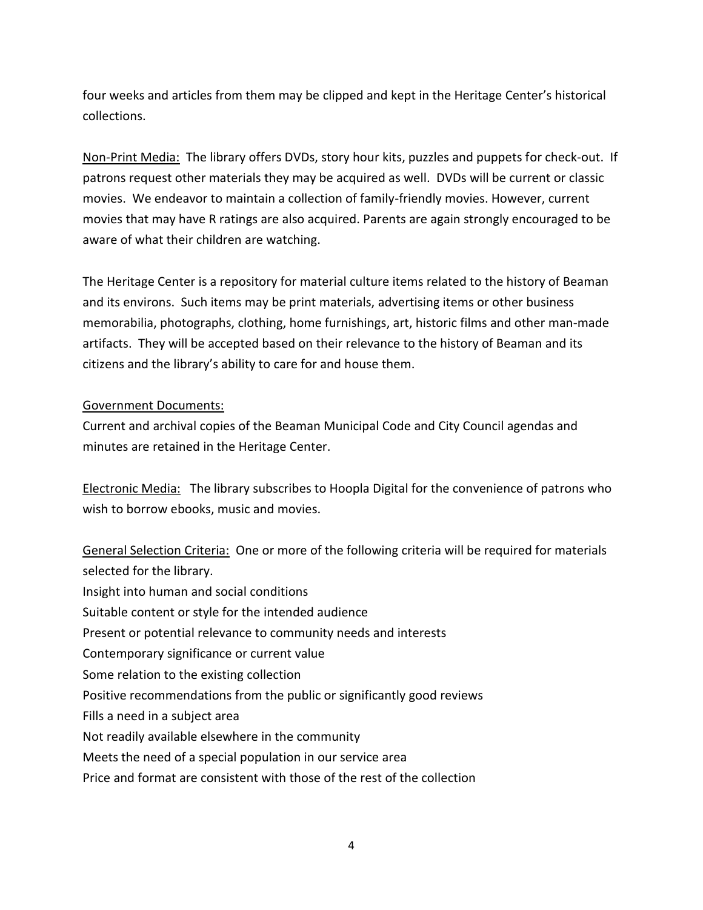four weeks and articles from them may be clipped and kept in the Heritage Center's historical collections.

Non-Print Media: The library offers DVDs, story hour kits, puzzles and puppets for check-out. If patrons request other materials they may be acquired as well. DVDs will be current or classic movies. We endeavor to maintain a collection of family-friendly movies. However, current movies that may have R ratings are also acquired. Parents are again strongly encouraged to be aware of what their children are watching.

The Heritage Center is a repository for material culture items related to the history of Beaman and its environs. Such items may be print materials, advertising items or other business memorabilia, photographs, clothing, home furnishings, art, historic films and other man-made artifacts. They will be accepted based on their relevance to the history of Beaman and its citizens and the library's ability to care for and house them.

Government Documents:
Current and archival copies of the Beaman Municipal Code and City Council agendas and minutes are retained in the Heritage Center.

Electronic Media: The library subscribes to Hoopla Digital for the convenience of patrons who wish to borrow ebooks, music and movies.

General Selection Criteria: One or more of the following criteria will be required for materials selected for the library.
Insight into human and social conditions
Suitable content or style for the intended audience
Present or potential relevance to community needs and interests
Contemporary significance or current value
Some relation to the existing collection
Positive recommendations from the public or significantly good reviews
Fills a need in a subject area
Not readily available elsewhere in the community
Meets the need of a special population in our service area
Price and format are consistent with those of the rest of the collection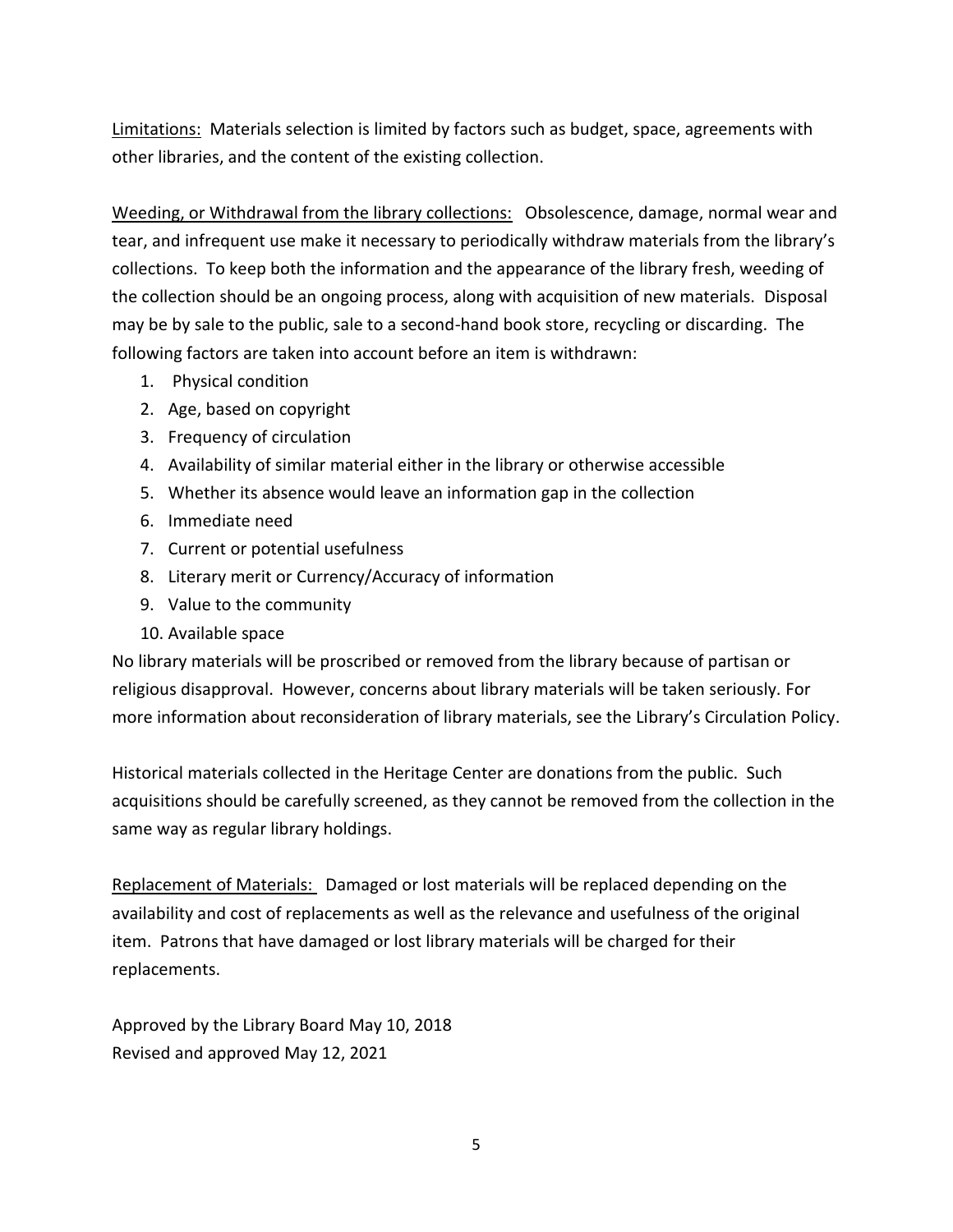<u>Limitations:</u> Materials selection is limited by factors such as budget, space, agreements with other libraries, and the content of the existing collection.

<u>Weeding, or Withdrawal from the library collections:</u> Obsolescence, damage, normal wear and tear, and infrequent use make it necessary to periodically withdraw materials from the library's collections. To keep both the information and the appearance of the library fresh, weeding of the collection should be an ongoing process, along with acquisition of new materials. Disposal may be by sale to the public, sale to a second-hand book store, recycling or discarding. The following factors are taken into account before an item is withdrawn:

1. Physical condition
2. Age, based on copyright
3. Frequency of circulation
4. Availability of similar material either in the library or otherwise accessible
5. Whether its absence would leave an information gap in the collection
6. Immediate need
7. Current or potential usefulness
8. Literary merit or Currency/Accuracy of information
9. Value to the community
10. Available space

No library materials will be proscribed or removed from the library because of partisan or religious disapproval. However, concerns about library materials will be taken seriously. For more information about reconsideration of library materials, see the Library's Circulation Policy.

Historical materials collected in the Heritage Center are donations from the public. Such acquisitions should be carefully screened, as they cannot be removed from the collection in the same way as regular library holdings.

<u>Replacement of Materials:</u> Damaged or lost materials will be replaced depending on the availability and cost of replacements as well as the relevance and usefulness of the original item. Patrons that have damaged or lost library materials will be charged for their replacements.

Approved by the Library Board May 10, 2018
Revised and approved May 12, 2021